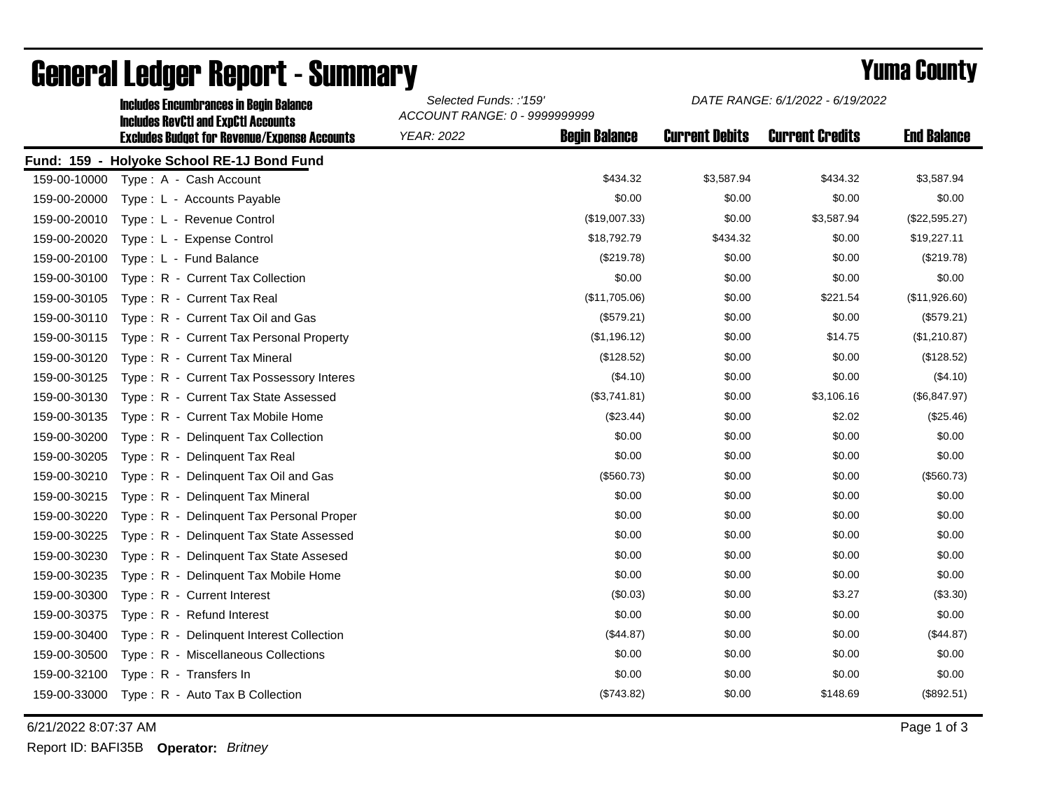# General Ledger Report - Summary

## Yuma County

**Includes Encumbrances in Begin Balance**
**Includes RevCtl and ExpCtl Accounts**
**Excludes Budget for Revenue/Expense Accounts**

*Selected Funds: :'159'*
*ACCOUNT RANGE: 0 - 9999999999*
*YEAR: 2022*
*DATE RANGE: 6/1/2022 - 6/19/2022*

**Fund: 159 - Holyoke School RE-1J Bond Fund**

| Account | Description | Begin Balance | Current Debits | Current Credits | End Balance |
|---|---|---|---|---|---|
| 159-00-10000 | Type : A - Cash Account | $434.32 | $3,587.94 | $434.32 | $3,587.94 |
| 159-00-20000 | Type : L - Accounts Payable | $0.00 | $0.00 | $0.00 | $0.00 |
| 159-00-20010 | Type : L - Revenue Control | ($19,007.33) | $0.00 | $3,587.94 | ($22,595.27) |
| 159-00-20020 | Type : L - Expense Control | $18,792.79 | $434.32 | $0.00 | $19,227.11 |
| 159-00-20100 | Type : L - Fund Balance | ($219.78) | $0.00 | $0.00 | ($219.78) |
| 159-00-30100 | Type : R - Current Tax Collection | $0.00 | $0.00 | $0.00 | $0.00 |
| 159-00-30105 | Type : R - Current Tax Real | ($11,705.06) | $0.00 | $221.54 | ($11,926.60) |
| 159-00-30110 | Type : R - Current Tax Oil and Gas | ($579.21) | $0.00 | $0.00 | ($579.21) |
| 159-00-30115 | Type : R - Current Tax Personal Property | ($1,196.12) | $0.00 | $14.75 | ($1,210.87) |
| 159-00-30120 | Type : R - Current Tax Mineral | ($128.52) | $0.00 | $0.00 | ($128.52) |
| 159-00-30125 | Type : R - Current Tax Possessory Interes | ($4.10) | $0.00 | $0.00 | ($4.10) |
| 159-00-30130 | Type : R - Current Tax State Assessed | ($3,741.81) | $0.00 | $3,106.16 | ($6,847.97) |
| 159-00-30135 | Type : R - Current Tax Mobile Home | ($23.44) | $0.00 | $2.02 | ($25.46) |
| 159-00-30200 | Type : R - Delinquent Tax Collection | $0.00 | $0.00 | $0.00 | $0.00 |
| 159-00-30205 | Type : R - Delinquent Tax Real | $0.00 | $0.00 | $0.00 | $0.00 |
| 159-00-30210 | Type : R - Delinquent Tax Oil and Gas | ($560.73) | $0.00 | $0.00 | ($560.73) |
| 159-00-30215 | Type : R - Delinquent Tax Mineral | $0.00 | $0.00 | $0.00 | $0.00 |
| 159-00-30220 | Type : R - Delinquent Tax Personal Proper | $0.00 | $0.00 | $0.00 | $0.00 |
| 159-00-30225 | Type : R - Delinquent Tax State Assessed | $0.00 | $0.00 | $0.00 | $0.00 |
| 159-00-30230 | Type : R - Delinquent Tax State Assesed | $0.00 | $0.00 | $0.00 | $0.00 |
| 159-00-30235 | Type : R - Delinquent Tax Mobile Home | $0.00 | $0.00 | $0.00 | $0.00 |
| 159-00-30300 | Type : R - Current Interest | ($0.03) | $0.00 | $3.27 | ($3.30) |
| 159-00-30375 | Type : R - Refund Interest | $0.00 | $0.00 | $0.00 | $0.00 |
| 159-00-30400 | Type : R - Delinquent Interest Collection | ($44.87) | $0.00 | $0.00 | ($44.87) |
| 159-00-30500 | Type : R - Miscellaneous Collections | $0.00 | $0.00 | $0.00 | $0.00 |
| 159-00-32100 | Type : R - Transfers In | $0.00 | $0.00 | $0.00 | $0.00 |
| 159-00-33000 | Type : R - Auto Tax B Collection | ($743.82) | $0.00 | $148.69 | ($892.51) |

6/21/2022 8:07:37 AM

Report ID: BAFI35B **Operator:** *Britney*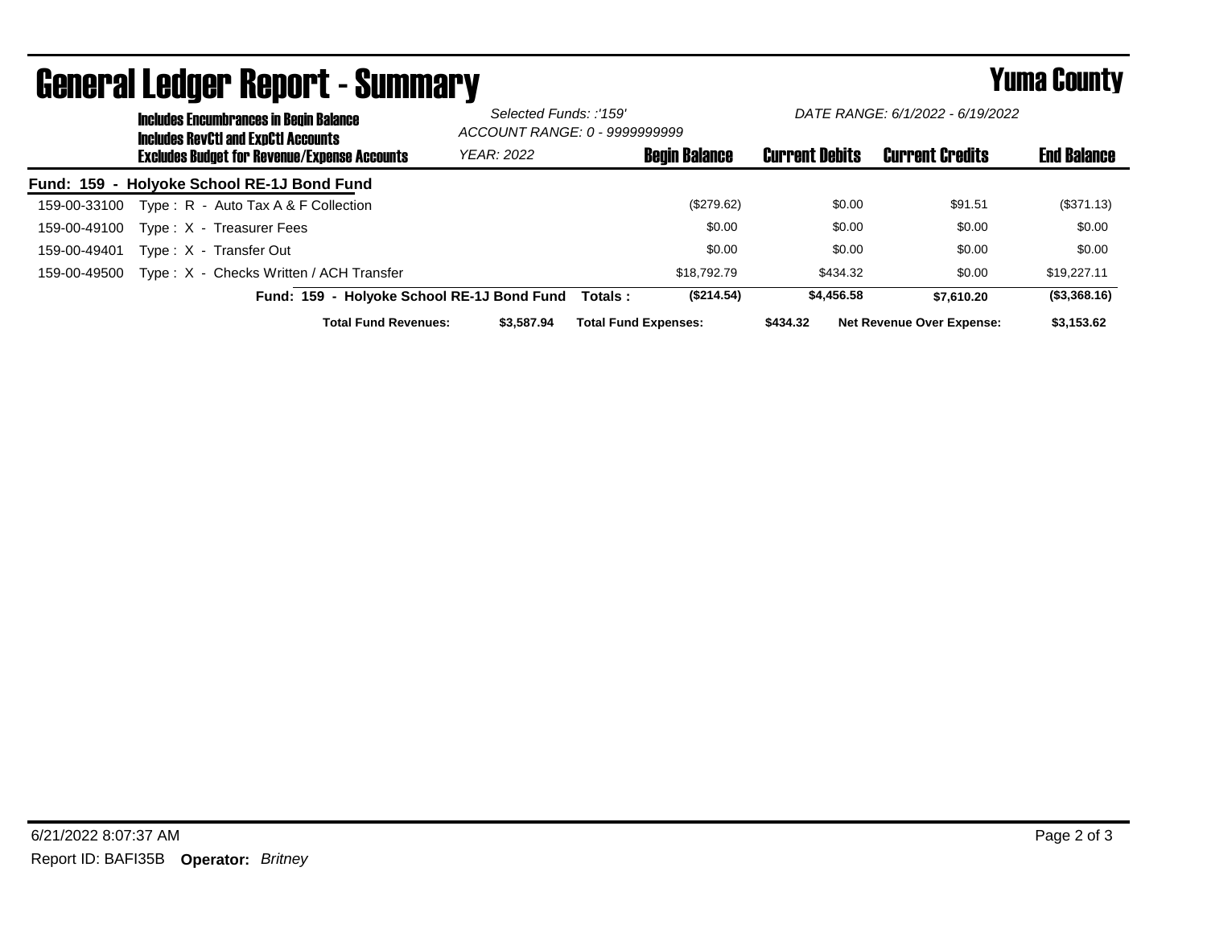# General Ledger Report - Summary

## Yuma County

**Includes Encumbrances in Begin Balance**
**Includes RevCtl and ExpCtl Accounts**
**Excludes Budget for Revenue/Expense Accounts**

*Selected Funds: :'159'*
*ACCOUNT RANGE: 0 - 9999999999*
*YEAR: 2022*

*DATE RANGE: 6/1/2022 - 6/19/2022*

| Account | Description | Begin Balance | Current Debits | Current Credits | End Balance |
|---|---|---|---|---|---|
| **Fund: 159 - Holyoke School RE-1J Bond Fund** | | | | | |
| 159-00-33100 | Type : R - Auto Tax A & F Collection | ($279.62) | $0.00 | $91.51 | ($371.13) |
| 159-00-49100 | Type : X - Treasurer Fees | $0.00 | $0.00 | $0.00 | $0.00 |
| 159-00-49401 | Type : X - Transfer Out | $0.00 | $0.00 | $0.00 | $0.00 |
| 159-00-49500 | Type : X - Checks Written / ACH Transfer | $18,792.79 | $434.32 | $0.00 | $19,227.11 |
| | **Fund: 159 - Holyoke School RE-1J Bond Fund Totals :** | **($214.54)** | **$4,456.58** | **$7,610.20** | **($3,368.16)** |

**Total Fund Revenues:** **$3,587.94** **Total Fund Expenses:** **$434.32** **Net Revenue Over Expense:** **$3,153.62**

6/21/2022 8:07:37 AM

Report ID: BAFI35B **Operator:** *Britney*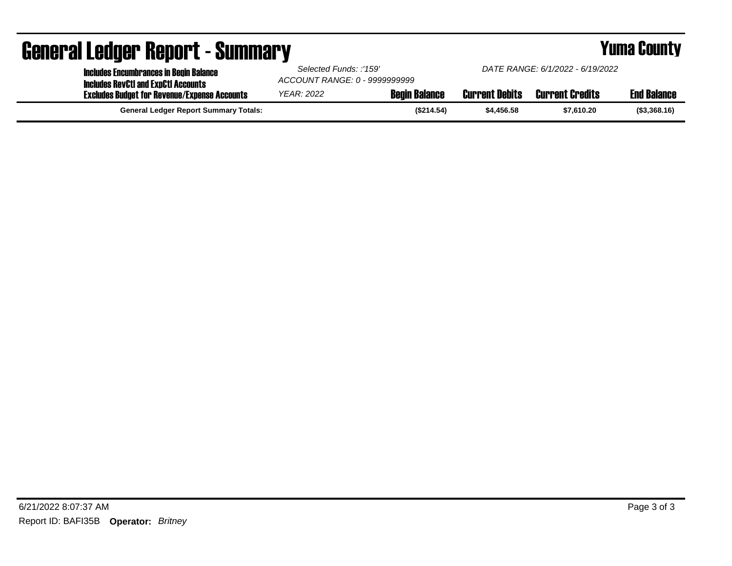# General Ledger Report - Summary

**Yuma County**

**Includes Encumbrances in Begin Balance**
**Includes RevCtl and ExpCtl Accounts**
**Excludes Budget for Revenue/Expense Accounts**

*Selected Funds: :'159'*
*ACCOUNT RANGE: 0 - 9999999999*
*YEAR: 2022*

*DATE RANGE: 6/1/2022 - 6/19/2022*

| | Begin Balance | Current Debits | Current Credits | End Balance |
|---|---|---|---|---|
| **General Ledger Report Summary Totals:** | **($214.54)** | **$4,456.58** | **$7,610.20** | **($3,368.16)** |

6/21/2022 8:07:37 AM

Report ID: BAFI35B **Operator:** *Britney*